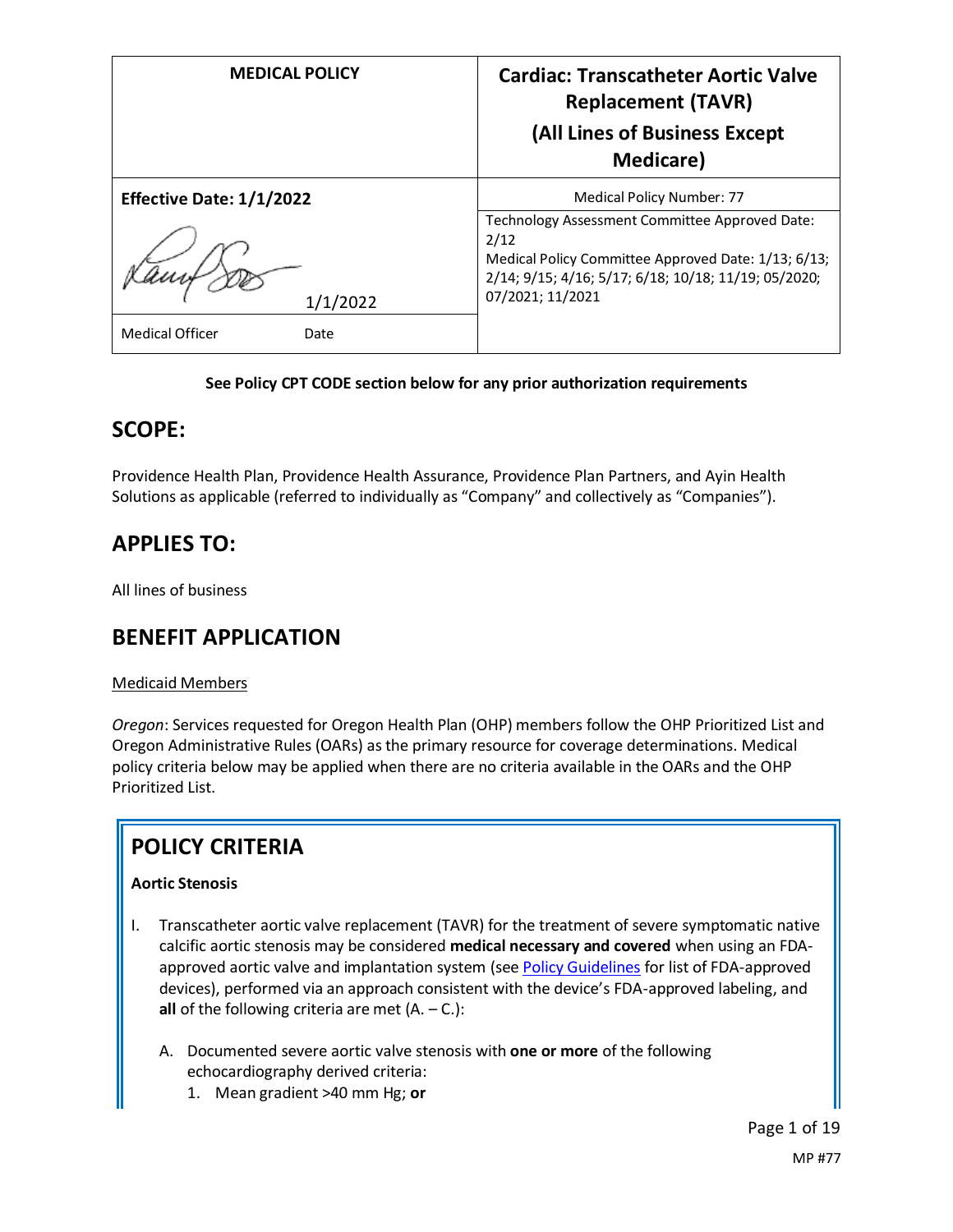| MEDICAL POLICY | Cardiac: Transcatheter Aortic Valve Replacement (TAVR) (All Lines of Business Except Medicare) |
|---|---|
| **Effective Date: 1/1/2022** | Medical Policy Number: 77 |
| 1/1/2022 | Technology Assessment Committee Approved Date: 2/12<br>Medical Policy Committee Approved Date: 1/13; 6/13; 2/14; 9/15; 4/16; 5/17; 6/18; 10/18; 11/19; 05/2020; 07/2021; 11/2021 |
| Medical Officer Date | |

**See Policy CPT CODE section below for any prior authorization requirements**

## SCOPE:

Providence Health Plan, Providence Health Assurance, Providence Plan Partners, and Ayin Health Solutions as applicable (referred to individually as "Company" and collectively as "Companies").

## APPLIES TO:

All lines of business

## BENEFIT APPLICATION

Medicaid Members

*Oregon*: Services requested for Oregon Health Plan (OHP) members follow the OHP Prioritized List and Oregon Administrative Rules (OARs) as the primary resource for coverage determinations. Medical policy criteria below may be applied when there are no criteria available in the OARs and the OHP Prioritized List.

## POLICY CRITERIA

**Aortic Stenosis**

I. Transcatheter aortic valve replacement (TAVR) for the treatment of severe symptomatic native calcific aortic stenosis may be considered **medical necessary and covered** when using an FDA-approved aortic valve and implantation system (see Policy Guidelines for list of FDA-approved devices), performed via an approach consistent with the device's FDA-approved labeling, and **all** of the following criteria are met (A. – C.):

   A. Documented severe aortic valve stenosis with **one or more** of the following echocardiography derived criteria:
      1. Mean gradient >40 mm Hg; **or**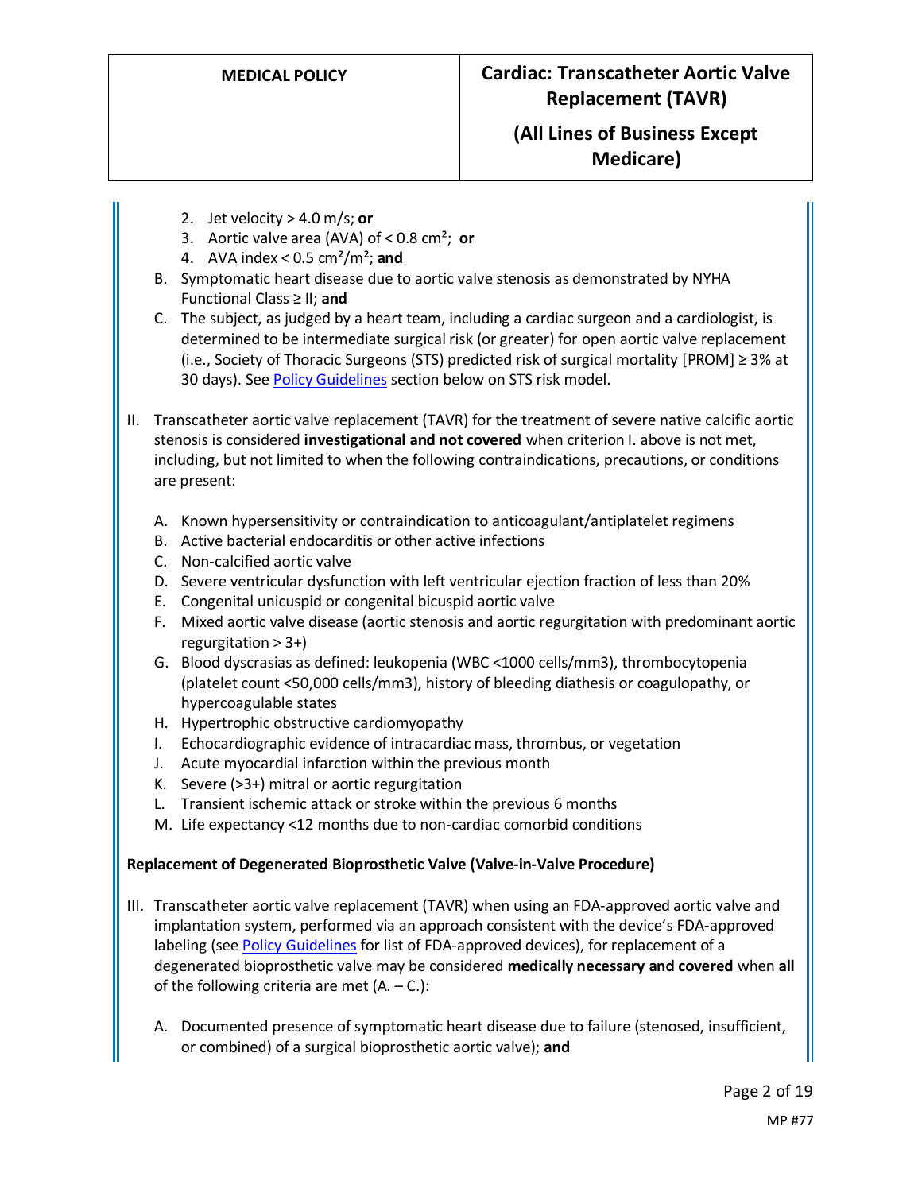2. Jet velocity > 4.0 m/s; **or**
3. Aortic valve area (AVA) of < 0.8 cm²; **or**
4. AVA index < 0.5 cm²/m²; **and**

B. Symptomatic heart disease due to aortic valve stenosis as demonstrated by NYHA Functional Class ≥ II; **and**

C. The subject, as judged by a heart team, including a cardiac surgeon and a cardiologist, is determined to be intermediate surgical risk (or greater) for open aortic valve replacement (i.e., Society of Thoracic Surgeons (STS) predicted risk of surgical mortality [PROM] ≥ 3% at 30 days). See Policy Guidelines section below on STS risk model.

II. Transcatheter aortic valve replacement (TAVR) for the treatment of severe native calcific aortic stenosis is considered **investigational and not covered** when criterion I. above is not met, including, but not limited to when the following contraindications, precautions, or conditions are present:

   A. Known hypersensitivity or contraindication to anticoagulant/antiplatelet regimens
   B. Active bacterial endocarditis or other active infections
   C. Non-calcified aortic valve
   D. Severe ventricular dysfunction with left ventricular ejection fraction of less than 20%
   E. Congenital unicuspid or congenital bicuspid aortic valve
   F. Mixed aortic valve disease (aortic stenosis and aortic regurgitation with predominant aortic regurgitation > 3+)
   G. Blood dyscrasias as defined: leukopenia (WBC <1000 cells/mm3), thrombocytopenia (platelet count <50,000 cells/mm3), history of bleeding diathesis or coagulopathy, or hypercoagulable states
   H. Hypertrophic obstructive cardiomyopathy
   I. Echocardiographic evidence of intracardiac mass, thrombus, or vegetation
   J. Acute myocardial infarction within the previous month
   K. Severe (>3+) mitral or aortic regurgitation
   L. Transient ischemic attack or stroke within the previous 6 months
   M. Life expectancy <12 months due to non-cardiac comorbid conditions

**Replacement of Degenerated Bioprosthetic Valve (Valve-in-Valve Procedure)**

III. Transcatheter aortic valve replacement (TAVR) when using an FDA-approved aortic valve and implantation system, performed via an approach consistent with the device's FDA-approved labeling (see Policy Guidelines for list of FDA-approved devices), for replacement of a degenerated bioprosthetic valve may be considered **medically necessary and covered** when **all** of the following criteria are met (A. – C.):

   A. Documented presence of symptomatic heart disease due to failure (stenosed, insufficient, or combined) of a surgical bioprosthetic aortic valve); **and**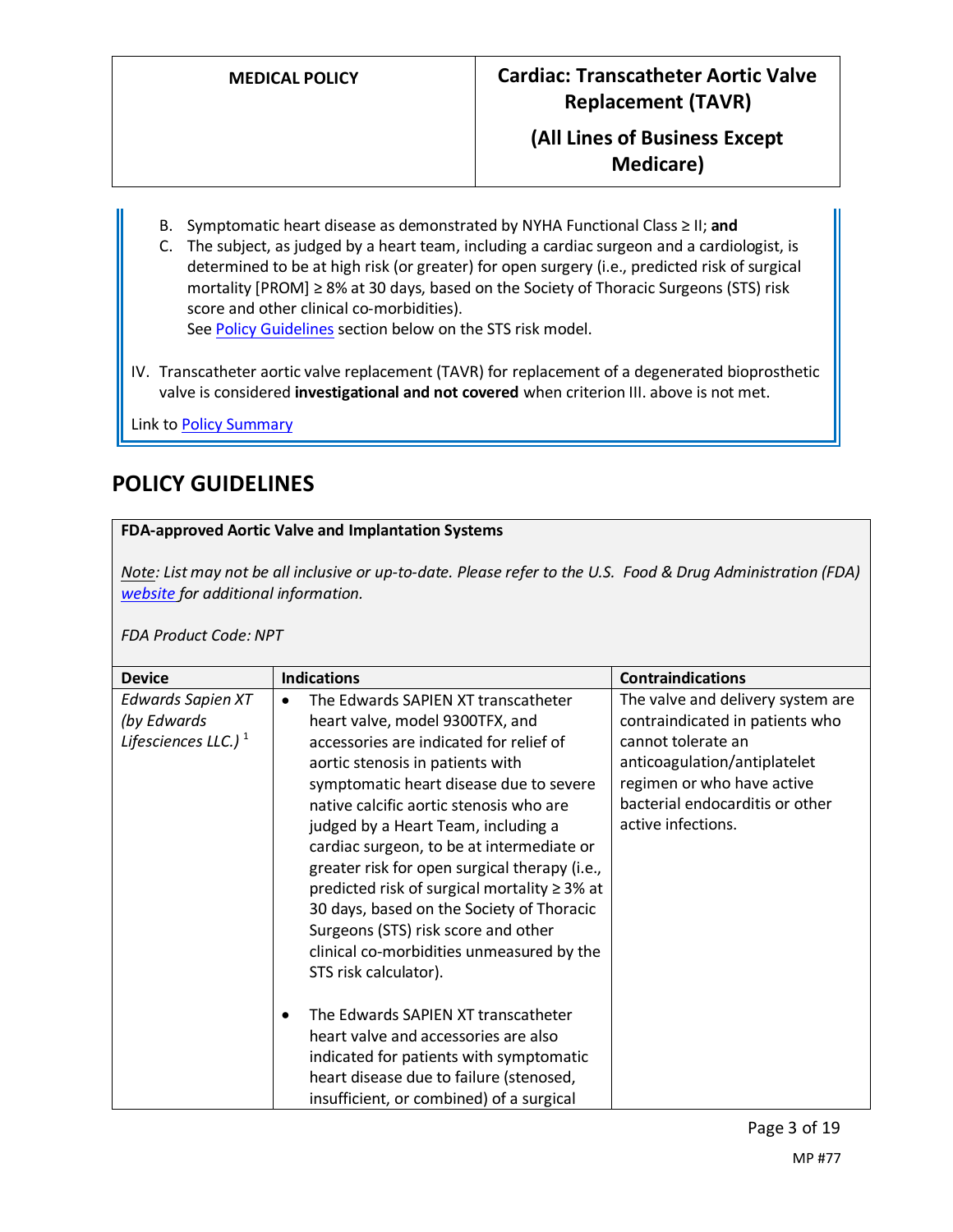B. Symptomatic heart disease as demonstrated by NYHA Functional Class ≥ II; **and**

C. The subject, as judged by a heart team, including a cardiac surgeon and a cardiologist, is determined to be at high risk (or greater) for open surgery (i.e., predicted risk of surgical mortality [PROM] ≥ 8% at 30 days, based on the Society of Thoracic Surgeons (STS) risk score and other clinical co-morbidities).
See Policy Guidelines section below on the STS risk model.

IV. Transcatheter aortic valve replacement (TAVR) for replacement of a degenerated bioprosthetic valve is considered **investigational and not covered** when criterion III. above is not met.

Link to Policy Summary

## POLICY GUIDELINES

**FDA-approved Aortic Valve and Implantation Systems**

*Note: List may not be all inclusive or up-to-date. Please refer to the U.S. Food & Drug Administration (FDA) website for additional information.*

*FDA Product Code: NPT*

| Device | Indications | Contraindications |
|---|---|---|
| *Edwards Sapien XT (by Edwards Lifesciences LLC.)* [1] | • The Edwards SAPIEN XT transcatheter heart valve, model 9300TFX, and accessories are indicated for relief of aortic stenosis in patients with symptomatic heart disease due to severe native calcific aortic stenosis who are judged by a Heart Team, including a cardiac surgeon, to be at intermediate or greater risk for open surgical therapy (i.e., predicted risk of surgical mortality ≥ 3% at 30 days, based on the Society of Thoracic Surgeons (STS) risk score and other clinical co-morbidities unmeasured by the STS risk calculator).<br><br>• The Edwards SAPIEN XT transcatheter heart valve and accessories are also indicated for patients with symptomatic heart disease due to failure (stenosed, insufficient, or combined) of a surgical | The valve and delivery system are contraindicated in patients who cannot tolerate an anticoagulation/antiplatelet regimen or who have active bacterial endocarditis or other active infections. |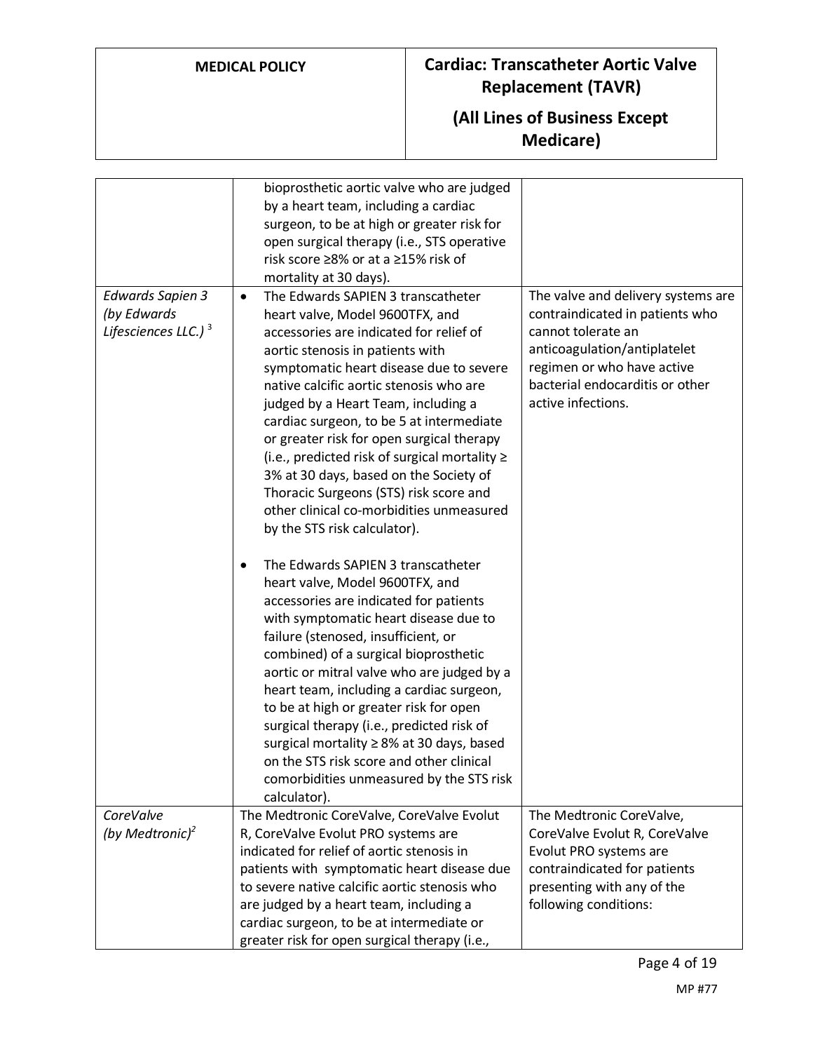| | | |
|---|---|---|
| | bioprosthetic aortic valve who are judged by a heart team, including a cardiac surgeon, to be at high or greater risk for open surgical therapy (i.e., STS operative risk score ≥8% or at a ≥15% risk of mortality at 30 days). | |
| *Edwards Sapien 3 (by Edwards Lifesciences LLC.)* [3] | • The Edwards SAPIEN 3 transcatheter heart valve, Model 9600TFX, and accessories are indicated for relief of aortic stenosis in patients with symptomatic heart disease due to severe native calcific aortic stenosis who are judged by a Heart Team, including a cardiac surgeon, to be 5 at intermediate or greater risk for open surgical therapy (i.e., predicted risk of surgical mortality ≥ 3% at 30 days, based on the Society of Thoracic Surgeons (STS) risk score and other clinical co-morbidities unmeasured by the STS risk calculator).<br><br>• The Edwards SAPIEN 3 transcatheter heart valve, Model 9600TFX, and accessories are indicated for patients with symptomatic heart disease due to failure (stenosed, insufficient, or combined) of a surgical bioprosthetic aortic or mitral valve who are judged by a heart team, including a cardiac surgeon, to be at high or greater risk for open surgical therapy (i.e., predicted risk of surgical mortality ≥ 8% at 30 days, based on the STS risk score and other clinical comorbidities unmeasured by the STS risk calculator). | The valve and delivery systems are contraindicated in patients who cannot tolerate an anticoagulation/antiplatelet regimen or who have active bacterial endocarditis or other active infections. |
| *CoreValve (by Medtronic)* [2] | The Medtronic CoreValve, CoreValve Evolut R, CoreValve Evolut PRO systems are indicated for relief of aortic stenosis in patients with symptomatic heart disease due to severe native calcific aortic stenosis who are judged by a heart team, including a cardiac surgeon, to be at intermediate or greater risk for open surgical therapy (i.e., | The Medtronic CoreValve, CoreValve Evolut R, CoreValve Evolut PRO systems are contraindicated for patients presenting with any of the following conditions: |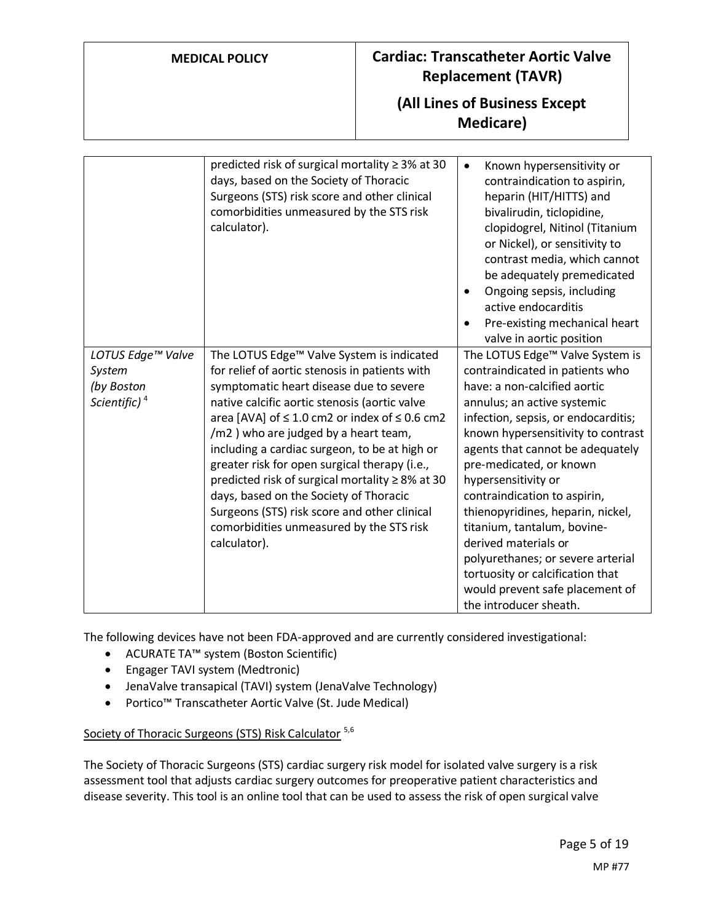| | | |
|---|---|---|
| | predicted risk of surgical mortality ≥ 3% at 30 days, based on the Society of Thoracic Surgeons (STS) risk score and other clinical comorbidities unmeasured by the STS risk calculator). | • Known hypersensitivity or contraindication to aspirin, heparin (HIT/HITTS) and bivalirudin, ticlopidine, clopidogrel, Nitinol (Titanium or Nickel), or sensitivity to contrast media, which cannot be adequately premedicated<br>• Ongoing sepsis, including active endocarditis<br>• Pre-existing mechanical heart valve in aortic position |
| *LOTUS Edge™ Valve System (by Boston Scientific)* [4] | The LOTUS Edge™ Valve System is indicated for relief of aortic stenosis in patients with symptomatic heart disease due to severe native calcific aortic stenosis (aortic valve area [AVA] of ≤ 1.0 cm2 or index of ≤ 0.6 cm2 /m2 ) who are judged by a heart team, including a cardiac surgeon, to be at high or greater risk for open surgical therapy (i.e., predicted risk of surgical mortality ≥ 8% at 30 days, based on the Society of Thoracic Surgeons (STS) risk score and other clinical comorbidities unmeasured by the STS risk calculator). | The LOTUS Edge™ Valve System is contraindicated in patients who have: a non-calcified aortic annulus; an active systemic infection, sepsis, or endocarditis; known hypersensitivity to contrast agents that cannot be adequately pre-medicated, or known hypersensitivity or contraindication to aspirin, thienopyridines, heparin, nickel, titanium, tantalum, bovine-derived materials or polyurethanes; or severe arterial tortuosity or calcification that would prevent safe placement of the introducer sheath. |

The following devices have not been FDA-approved and are currently considered investigational:

- ACURATE TA™ system (Boston Scientific)
- Engager TAVI system (Medtronic)
- JenaValve transapical (TAVI) system (JenaValve Technology)
- Portico™ Transcatheter Aortic Valve (St. Jude Medical)

Society of Thoracic Surgeons (STS) Risk Calculator [5,6]

The Society of Thoracic Surgeons (STS) cardiac surgery risk model for isolated valve surgery is a risk assessment tool that adjusts cardiac surgery outcomes for preoperative patient characteristics and disease severity. This tool is an online tool that can be used to assess the risk of open surgical valve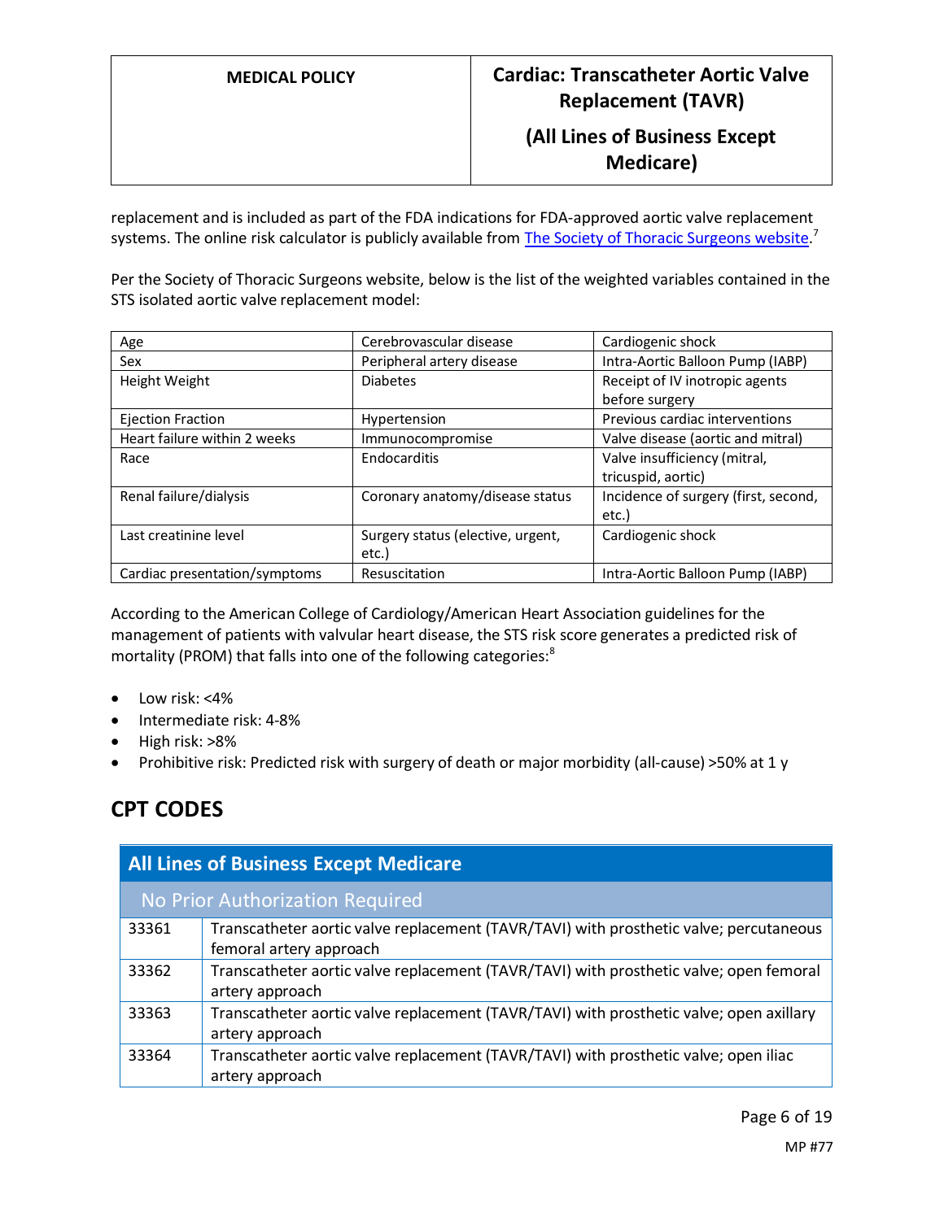replacement and is included as part of the FDA indications for FDA-approved aortic valve replacement systems. The online risk calculator is publicly available from [The Society of Thoracic Surgeons website](#).[7]

Per the Society of Thoracic Surgeons website, below is the list of the weighted variables contained in the STS isolated aortic valve replacement model:

| | | |
|---|---|---|
| Age | Cerebrovascular disease | Cardiogenic shock |
| Sex | Peripheral artery disease | Intra-Aortic Balloon Pump (IABP) |
| Height Weight | Diabetes | Receipt of IV inotropic agents before surgery |
| Ejection Fraction | Hypertension | Previous cardiac interventions |
| Heart failure within 2 weeks | Immunocompromise | Valve disease (aortic and mitral) |
| Race | Endocarditis | Valve insufficiency (mitral, tricuspid, aortic) |
| Renal failure/dialysis | Coronary anatomy/disease status | Incidence of surgery (first, second, etc.) |
| Last creatinine level | Surgery status (elective, urgent, etc.) | Cardiogenic shock |
| Cardiac presentation/symptoms | Resuscitation | Intra-Aortic Balloon Pump (IABP) |

According to the American College of Cardiology/American Heart Association guidelines for the management of patients with valvular heart disease, the STS risk score generates a predicted risk of mortality (PROM) that falls into one of the following categories:[8]

- Low risk: <4%
- Intermediate risk: 4-8%
- High risk: >8%
- Prohibitive risk: Predicted risk with surgery of death or major morbidity (all-cause) >50% at 1 y

## CPT CODES

| All Lines of Business Except Medicare | |
|---|---|
| **No Prior Authorization Required** | |
| 33361 | Transcatheter aortic valve replacement (TAVR/TAVI) with prosthetic valve; percutaneous femoral artery approach |
| 33362 | Transcatheter aortic valve replacement (TAVR/TAVI) with prosthetic valve; open femoral artery approach |
| 33363 | Transcatheter aortic valve replacement (TAVR/TAVI) with prosthetic valve; open axillary artery approach |
| 33364 | Transcatheter aortic valve replacement (TAVR/TAVI) with prosthetic valve; open iliac artery approach |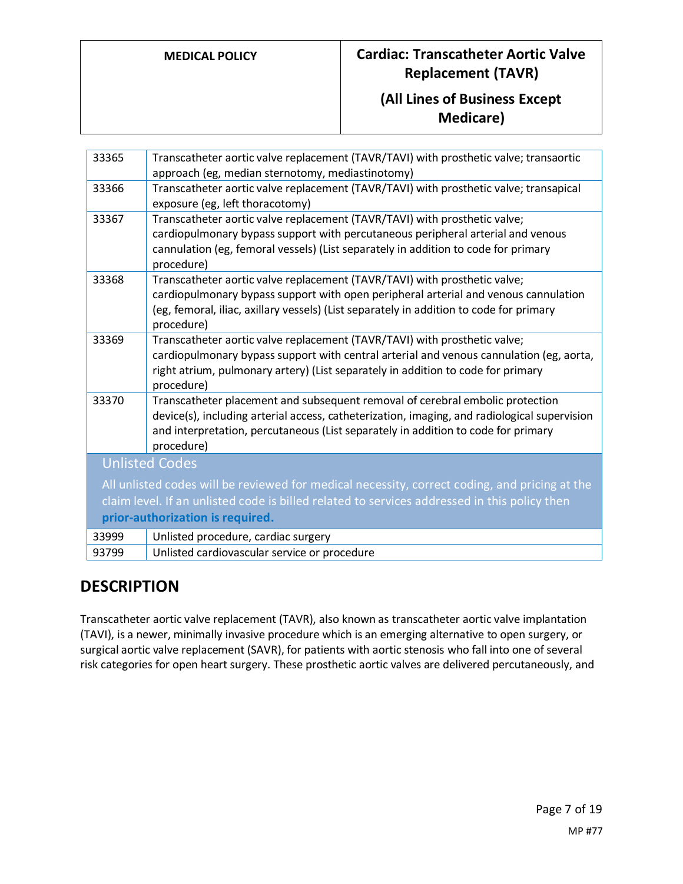| | |
|---|---|
| 33365 | Transcatheter aortic valve replacement (TAVR/TAVI) with prosthetic valve; transaortic approach (eg, median sternotomy, mediastinotomy) |
| 33366 | Transcatheter aortic valve replacement (TAVR/TAVI) with prosthetic valve; transapical exposure (eg, left thoracotomy) |
| 33367 | Transcatheter aortic valve replacement (TAVR/TAVI) with prosthetic valve; cardiopulmonary bypass support with percutaneous peripheral arterial and venous cannulation (eg, femoral vessels) (List separately in addition to code for primary procedure) |
| 33368 | Transcatheter aortic valve replacement (TAVR/TAVI) with prosthetic valve; cardiopulmonary bypass support with open peripheral arterial and venous cannulation (eg, femoral, iliac, axillary vessels) (List separately in addition to code for primary procedure) |
| 33369 | Transcatheter aortic valve replacement (TAVR/TAVI) with prosthetic valve; cardiopulmonary bypass support with central arterial and venous cannulation (eg, aorta, right atrium, pulmonary artery) (List separately in addition to code for primary procedure) |
| 33370 | Transcatheter placement and subsequent removal of cerebral embolic protection device(s), including arterial access, catheterization, imaging, and radiological supervision and interpretation, percutaneous (List separately in addition to code for primary procedure) |
| **Unlisted Codes** All unlisted codes will be reviewed for medical necessity, correct coding, and pricing at the claim level. If an unlisted code is billed related to services addressed in this policy then **prior-authorization is required.** | |
| 33999 | Unlisted procedure, cardiac surgery |
| 93799 | Unlisted cardiovascular service or procedure |

## DESCRIPTION

Transcatheter aortic valve replacement (TAVR), also known as transcatheter aortic valve implantation (TAVI), is a newer, minimally invasive procedure which is an emerging alternative to open surgery, or surgical aortic valve replacement (SAVR), for patients with aortic stenosis who fall into one of several risk categories for open heart surgery. These prosthetic aortic valves are delivered percutaneously, and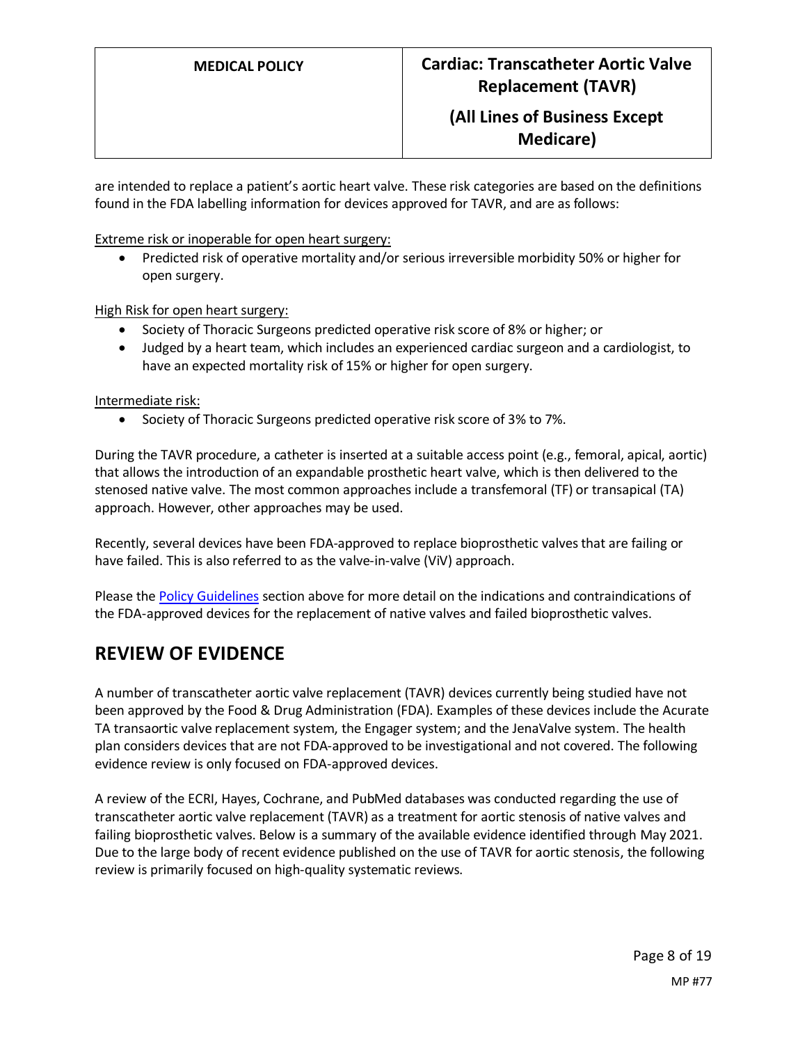are intended to replace a patient's aortic heart valve. These risk categories are based on the definitions found in the FDA labelling information for devices approved for TAVR, and are as follows:

Extreme risk or inoperable for open heart surgery:

- Predicted risk of operative mortality and/or serious irreversible morbidity 50% or higher for open surgery.

High Risk for open heart surgery:

- Society of Thoracic Surgeons predicted operative risk score of 8% or higher; or
- Judged by a heart team, which includes an experienced cardiac surgeon and a cardiologist, to have an expected mortality risk of 15% or higher for open surgery.

Intermediate risk:

- Society of Thoracic Surgeons predicted operative risk score of 3% to 7%.

During the TAVR procedure, a catheter is inserted at a suitable access point (e.g., femoral, apical, aortic) that allows the introduction of an expandable prosthetic heart valve, which is then delivered to the stenosed native valve. The most common approaches include a transfemoral (TF) or transapical (TA) approach. However, other approaches may be used.

Recently, several devices have been FDA-approved to replace bioprosthetic valves that are failing or have failed. This is also referred to as the valve-in-valve (ViV) approach.

Please the Policy Guidelines section above for more detail on the indications and contraindications of the FDA-approved devices for the replacement of native valves and failed bioprosthetic valves.

## REVIEW OF EVIDENCE

A number of transcatheter aortic valve replacement (TAVR) devices currently being studied have not been approved by the Food & Drug Administration (FDA). Examples of these devices include the Acurate TA transaortic valve replacement system, the Engager system; and the JenaValve system. The health plan considers devices that are not FDA-approved to be investigational and not covered. The following evidence review is only focused on FDA-approved devices.

A review of the ECRI, Hayes, Cochrane, and PubMed databases was conducted regarding the use of transcatheter aortic valve replacement (TAVR) as a treatment for aortic stenosis of native valves and failing bioprosthetic valves. Below is a summary of the available evidence identified through May 2021. Due to the large body of recent evidence published on the use of TAVR for aortic stenosis, the following review is primarily focused on high-quality systematic reviews.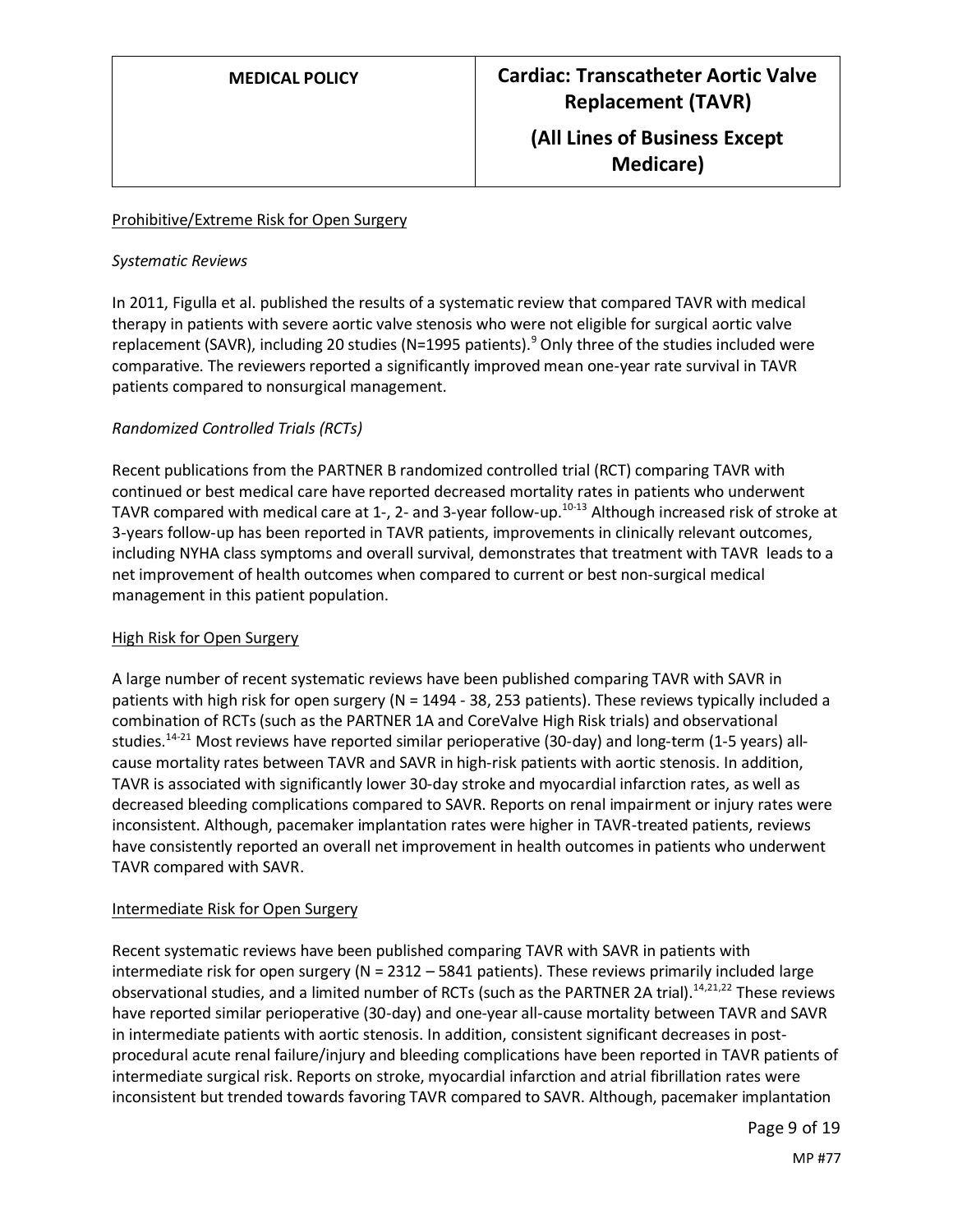Prohibitive/Extreme Risk for Open Surgery

*Systematic Reviews*

In 2011, Figulla et al. published the results of a systematic review that compared TAVR with medical therapy in patients with severe aortic valve stenosis who were not eligible for surgical aortic valve replacement (SAVR), including 20 studies (N=1995 patients).[9] Only three of the studies included were comparative. The reviewers reported a significantly improved mean one-year rate survival in TAVR patients compared to nonsurgical management.

*Randomized Controlled Trials (RCTs)*

Recent publications from the PARTNER B randomized controlled trial (RCT) comparing TAVR with continued or best medical care have reported decreased mortality rates in patients who underwent TAVR compared with medical care at 1-, 2- and 3-year follow-up.[10-13] Although increased risk of stroke at 3-years follow-up has been reported in TAVR patients, improvements in clinically relevant outcomes, including NYHA class symptoms and overall survival, demonstrates that treatment with TAVR leads to a net improvement of health outcomes when compared to current or best non-surgical medical management in this patient population.

High Risk for Open Surgery

A large number of recent systematic reviews have been published comparing TAVR with SAVR in patients with high risk for open surgery (N = 1494 - 38, 253 patients). These reviews typically included a combination of RCTs (such as the PARTNER 1A and CoreValve High Risk trials) and observational studies.[14-21] Most reviews have reported similar perioperative (30-day) and long-term (1-5 years) all-cause mortality rates between TAVR and SAVR in high-risk patients with aortic stenosis. In addition, TAVR is associated with significantly lower 30-day stroke and myocardial infarction rates, as well as decreased bleeding complications compared to SAVR. Reports on renal impairment or injury rates were inconsistent. Although, pacemaker implantation rates were higher in TAVR-treated patients, reviews have consistently reported an overall net improvement in health outcomes in patients who underwent TAVR compared with SAVR.

Intermediate Risk for Open Surgery

Recent systematic reviews have been published comparing TAVR with SAVR in patients with intermediate risk for open surgery (N = 2312 – 5841 patients). These reviews primarily included large observational studies, and a limited number of RCTs (such as the PARTNER 2A trial).[14,21,22] These reviews have reported similar perioperative (30-day) and one-year all-cause mortality between TAVR and SAVR in intermediate patients with aortic stenosis. In addition, consistent significant decreases in post-procedural acute renal failure/injury and bleeding complications have been reported in TAVR patients of intermediate surgical risk. Reports on stroke, myocardial infarction and atrial fibrillation rates were inconsistent but trended towards favoring TAVR compared to SAVR. Although, pacemaker implantation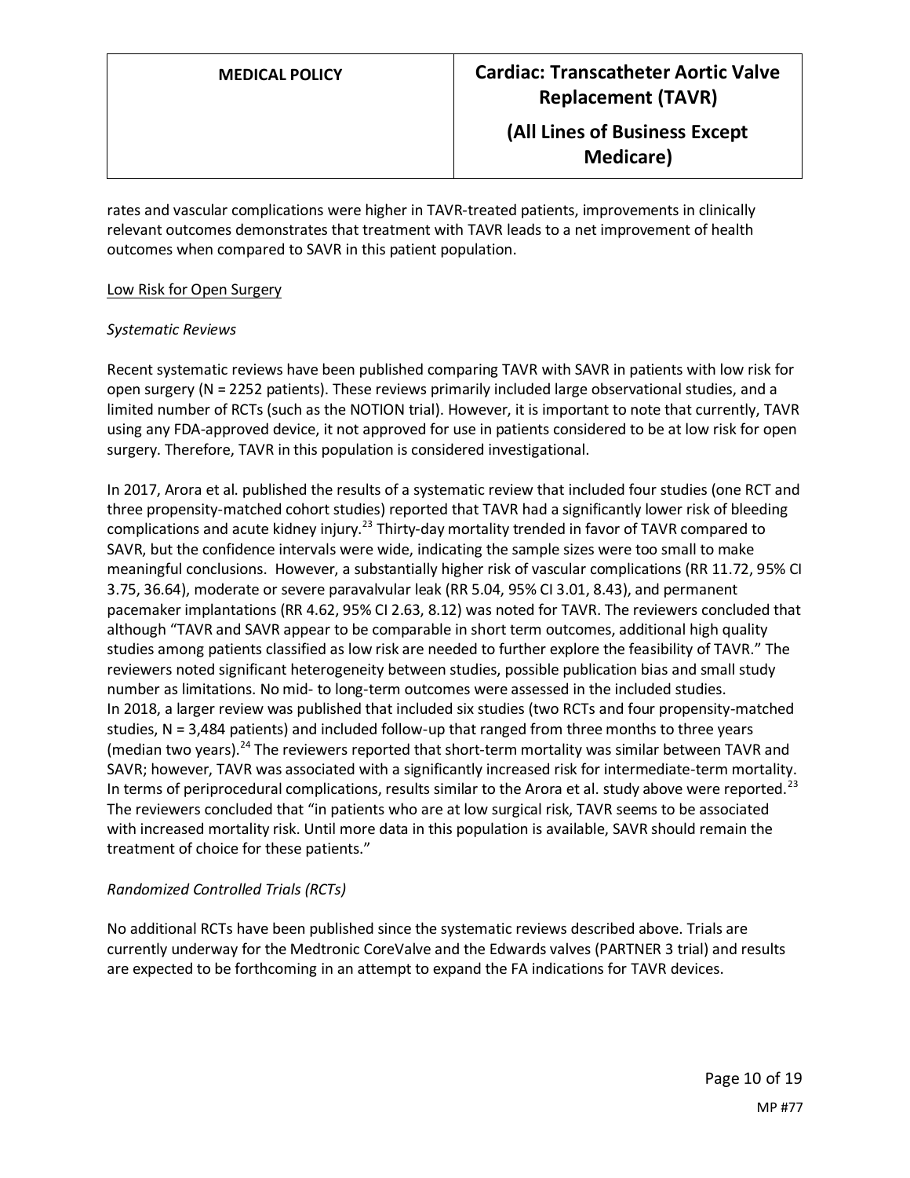rates and vascular complications were higher in TAVR-treated patients, improvements in clinically relevant outcomes demonstrates that treatment with TAVR leads to a net improvement of health outcomes when compared to SAVR in this patient population.

Low Risk for Open Surgery

*Systematic Reviews*

Recent systematic reviews have been published comparing TAVR with SAVR in patients with low risk for open surgery (N = 2252 patients). These reviews primarily included large observational studies, and a limited number of RCTs (such as the NOTION trial). However, it is important to note that currently, TAVR using any FDA-approved device, it not approved for use in patients considered to be at low risk for open surgery. Therefore, TAVR in this population is considered investigational.

In 2017, Arora et al. published the results of a systematic review that included four studies (one RCT and three propensity-matched cohort studies) reported that TAVR had a significantly lower risk of bleeding complications and acute kidney injury.[23] Thirty-day mortality trended in favor of TAVR compared to SAVR, but the confidence intervals were wide, indicating the sample sizes were too small to make meaningful conclusions. However, a substantially higher risk of vascular complications (RR 11.72, 95% CI 3.75, 36.64), moderate or severe paravalvular leak (RR 5.04, 95% CI 3.01, 8.43), and permanent pacemaker implantations (RR 4.62, 95% CI 2.63, 8.12) was noted for TAVR. The reviewers concluded that although "TAVR and SAVR appear to be comparable in short term outcomes, additional high quality studies among patients classified as low risk are needed to further explore the feasibility of TAVR." The reviewers noted significant heterogeneity between studies, possible publication bias and small study number as limitations. No mid- to long-term outcomes were assessed in the included studies.
In 2018, a larger review was published that included six studies (two RCTs and four propensity-matched studies, N = 3,484 patients) and included follow-up that ranged from three months to three years (median two years).[24] The reviewers reported that short-term mortality was similar between TAVR and SAVR; however, TAVR was associated with a significantly increased risk for intermediate-term mortality. In terms of periprocedural complications, results similar to the Arora et al. study above were reported.[23] The reviewers concluded that "in patients who are at low surgical risk, TAVR seems to be associated with increased mortality risk. Until more data in this population is available, SAVR should remain the treatment of choice for these patients."

*Randomized Controlled Trials (RCTs)*

No additional RCTs have been published since the systematic reviews described above. Trials are currently underway for the Medtronic CoreValve and the Edwards valves (PARTNER 3 trial) and results are expected to be forthcoming in an attempt to expand the FA indications for TAVR devices.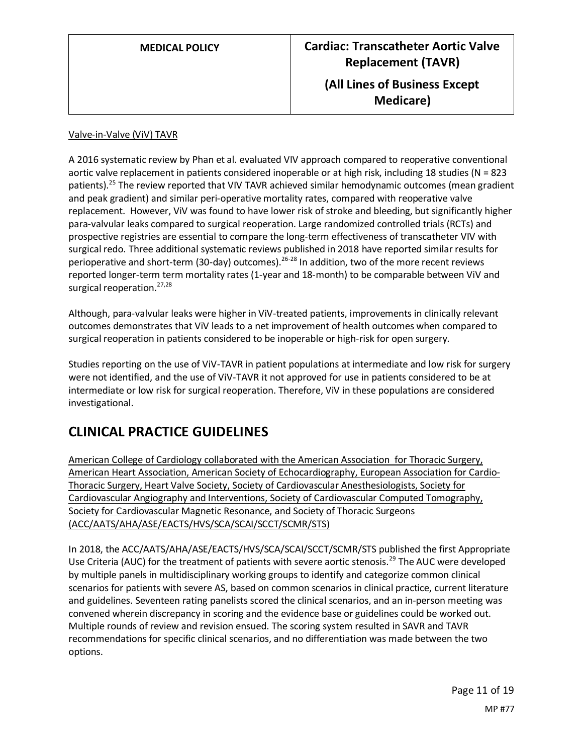Valve-in-Valve (ViV) TAVR

A 2016 systematic review by Phan et al. evaluated VIV approach compared to reoperative conventional aortic valve replacement in patients considered inoperable or at high risk, including 18 studies (N = 823 patients).[25] The review reported that VIV TAVR achieved similar hemodynamic outcomes (mean gradient and peak gradient) and similar peri-operative mortality rates, compared with reoperative valve replacement. However, ViV was found to have lower risk of stroke and bleeding, but significantly higher para-valvular leaks compared to surgical reoperation. Large randomized controlled trials (RCTs) and prospective registries are essential to compare the long-term effectiveness of transcatheter VIV with surgical redo. Three additional systematic reviews published in 2018 have reported similar results for perioperative and short-term (30-day) outcomes).[26-28] In addition, two of the more recent reviews reported longer-term term mortality rates (1-year and 18-month) to be comparable between ViV and surgical reoperation.[27,28]

Although, para-valvular leaks were higher in ViV-treated patients, improvements in clinically relevant outcomes demonstrates that ViV leads to a net improvement of health outcomes when compared to surgical reoperation in patients considered to be inoperable or high-risk for open surgery.

Studies reporting on the use of ViV-TAVR in patient populations at intermediate and low risk for surgery were not identified, and the use of ViV-TAVR it not approved for use in patients considered to be at intermediate or low risk for surgical reoperation. Therefore, ViV in these populations are considered investigational.

# CLINICAL PRACTICE GUIDELINES

American College of Cardiology collaborated with the American Association for Thoracic Surgery, American Heart Association, American Society of Echocardiography, European Association for Cardio-Thoracic Surgery, Heart Valve Society, Society of Cardiovascular Anesthesiologists, Society for Cardiovascular Angiography and Interventions, Society of Cardiovascular Computed Tomography, Society for Cardiovascular Magnetic Resonance, and Society of Thoracic Surgeons (ACC/AATS/AHA/ASE/EACTS/HVS/SCA/SCAI/SCCT/SCMR/STS)

In 2018, the ACC/AATS/AHA/ASE/EACTS/HVS/SCA/SCAI/SCCT/SCMR/STS published the first Appropriate Use Criteria (AUC) for the treatment of patients with severe aortic stenosis.[29] The AUC were developed by multiple panels in multidisciplinary working groups to identify and categorize common clinical scenarios for patients with severe AS, based on common scenarios in clinical practice, current literature and guidelines. Seventeen rating panelists scored the clinical scenarios, and an in-person meeting was convened wherein discrepancy in scoring and the evidence base or guidelines could be worked out. Multiple rounds of review and revision ensued. The scoring system resulted in SAVR and TAVR recommendations for specific clinical scenarios, and no differentiation was made between the two options.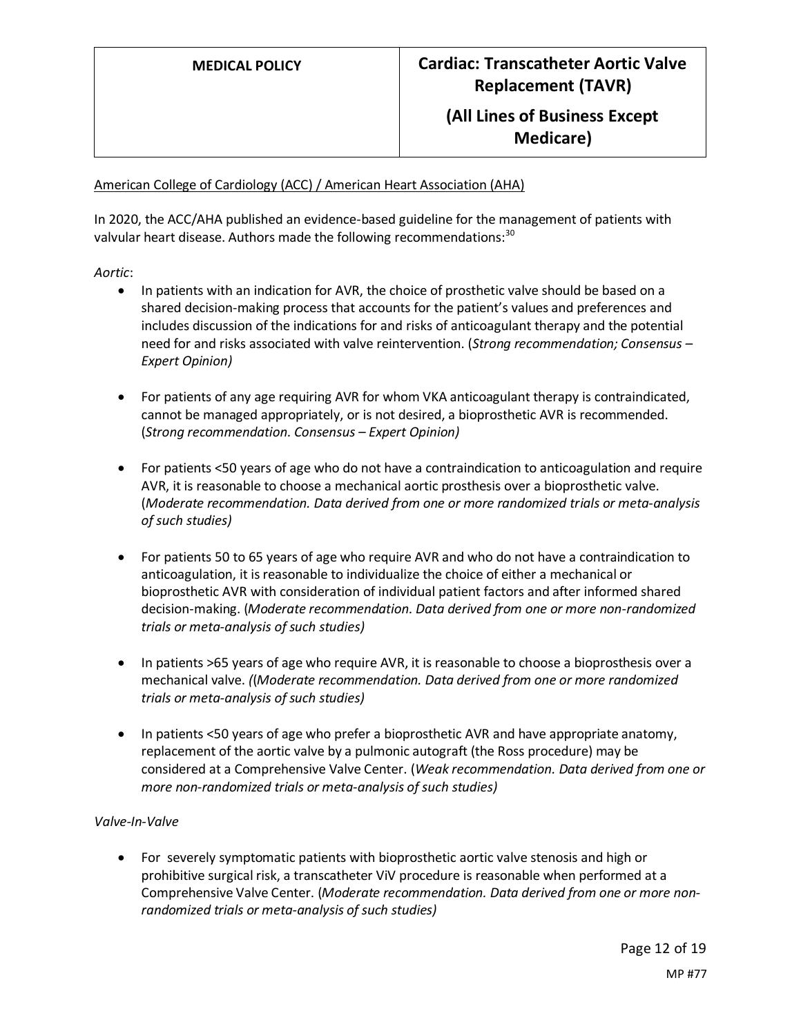American College of Cardiology (ACC) / American Heart Association (AHA)

In 2020, the ACC/AHA published an evidence-based guideline for the management of patients with valvular heart disease. Authors made the following recommendations:[30]

*Aortic*:

- In patients with an indication for AVR, the choice of prosthetic valve should be based on a shared decision-making process that accounts for the patient's values and preferences and includes discussion of the indications for and risks of anticoagulant therapy and the potential need for and risks associated with valve reintervention. (*Strong recommendation; Consensus – Expert Opinion)*

- For patients of any age requiring AVR for whom VKA anticoagulant therapy is contraindicated, cannot be managed appropriately, or is not desired, a bioprosthetic AVR is recommended. (*Strong recommendation. Consensus – Expert Opinion)*

- For patients <50 years of age who do not have a contraindication to anticoagulation and require AVR, it is reasonable to choose a mechanical aortic prosthesis over a bioprosthetic valve. (*Moderate recommendation. Data derived from one or more randomized trials or meta-analysis of such studies)*

- For patients 50 to 65 years of age who require AVR and who do not have a contraindication to anticoagulation, it is reasonable to individualize the choice of either a mechanical or bioprosthetic AVR with consideration of individual patient factors and after informed shared decision-making. (*Moderate recommendation. Data derived from one or more non-randomized trials or meta-analysis of such studies)*

- In patients >65 years of age who require AVR, it is reasonable to choose a bioprosthesis over a mechanical valve. *((Moderate recommendation. Data derived from one or more randomized trials or meta-analysis of such studies)*

- In patients <50 years of age who prefer a bioprosthetic AVR and have appropriate anatomy, replacement of the aortic valve by a pulmonic autograft (the Ross procedure) may be considered at a Comprehensive Valve Center. (*Weak recommendation. Data derived from one or more non-randomized trials or meta-analysis of such studies)*

*Valve-In-Valve*

- For severely symptomatic patients with bioprosthetic aortic valve stenosis and high or prohibitive surgical risk, a transcatheter ViV procedure is reasonable when performed at a Comprehensive Valve Center. (*Moderate recommendation. Data derived from one or more non-randomized trials or meta-analysis of such studies)*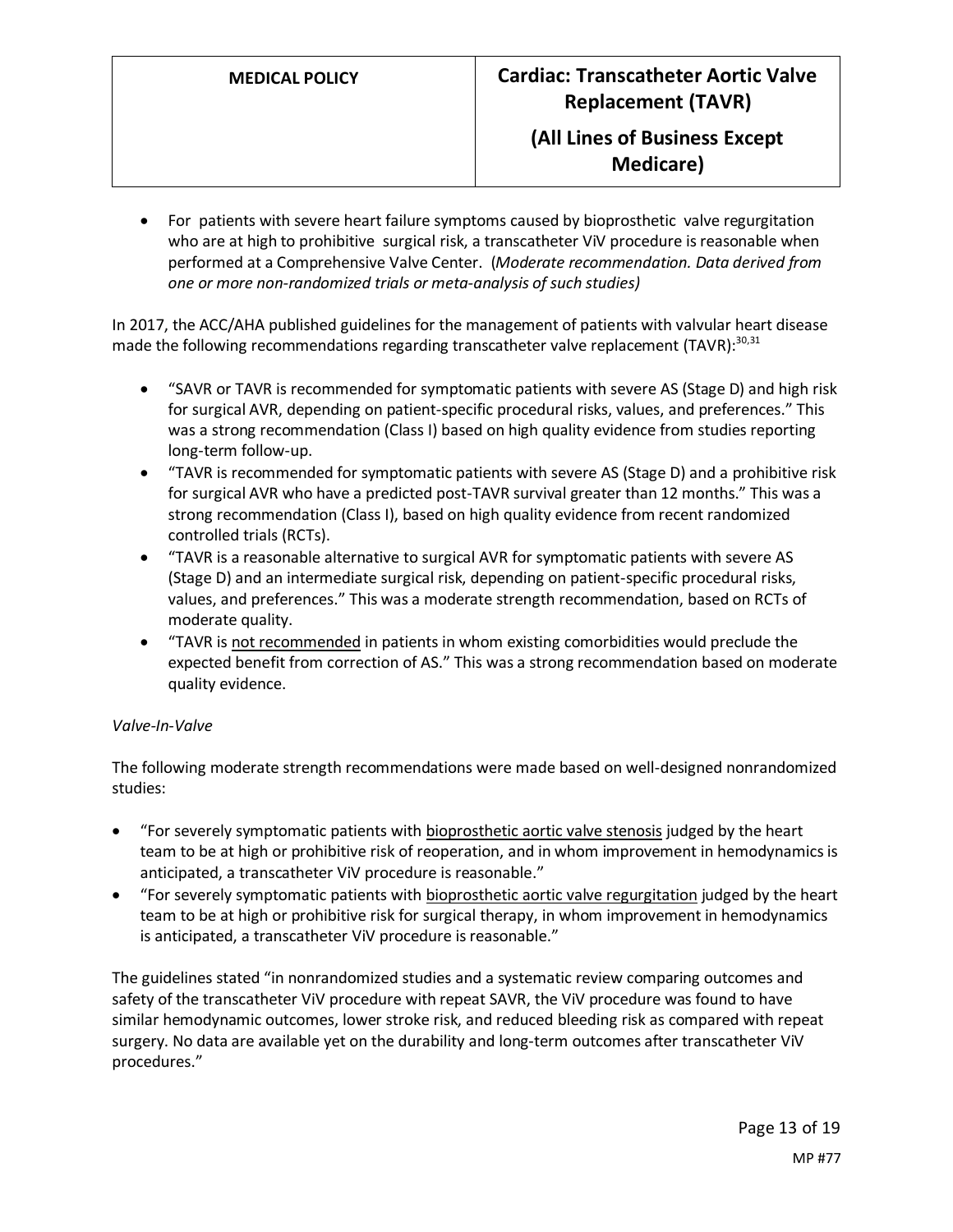- For patients with severe heart failure symptoms caused by bioprosthetic valve regurgitation who are at high to prohibitive surgical risk, a transcatheter ViV procedure is reasonable when performed at a Comprehensive Valve Center. (*Moderate recommendation. Data derived from one or more non-randomized trials or meta-analysis of such studies)*

In 2017, the ACC/AHA published guidelines for the management of patients with valvular heart disease made the following recommendations regarding transcatheter valve replacement (TAVR):[30,31]

- "SAVR or TAVR is recommended for symptomatic patients with severe AS (Stage D) and high risk for surgical AVR, depending on patient-specific procedural risks, values, and preferences." This was a strong recommendation (Class I) based on high quality evidence from studies reporting long-term follow-up.
- "TAVR is recommended for symptomatic patients with severe AS (Stage D) and a prohibitive risk for surgical AVR who have a predicted post-TAVR survival greater than 12 months." This was a strong recommendation (Class I), based on high quality evidence from recent randomized controlled trials (RCTs).
- "TAVR is a reasonable alternative to surgical AVR for symptomatic patients with severe AS (Stage D) and an intermediate surgical risk, depending on patient-specific procedural risks, values, and preferences." This was a moderate strength recommendation, based on RCTs of moderate quality.
- "TAVR is <u>not recommended</u> in patients in whom existing comorbidities would preclude the expected benefit from correction of AS." This was a strong recommendation based on moderate quality evidence.

*Valve-In-Valve*

The following moderate strength recommendations were made based on well-designed nonrandomized studies:

- "For severely symptomatic patients with <u>bioprosthetic aortic valve stenosis</u> judged by the heart team to be at high or prohibitive risk of reoperation, and in whom improvement in hemodynamics is anticipated, a transcatheter ViV procedure is reasonable."
- "For severely symptomatic patients with <u>bioprosthetic aortic valve regurgitation</u> judged by the heart team to be at high or prohibitive risk for surgical therapy, in whom improvement in hemodynamics is anticipated, a transcatheter ViV procedure is reasonable."

The guidelines stated "in nonrandomized studies and a systematic review comparing outcomes and safety of the transcatheter ViV procedure with repeat SAVR, the ViV procedure was found to have similar hemodynamic outcomes, lower stroke risk, and reduced bleeding risk as compared with repeat surgery. No data are available yet on the durability and long-term outcomes after transcatheter ViV procedures."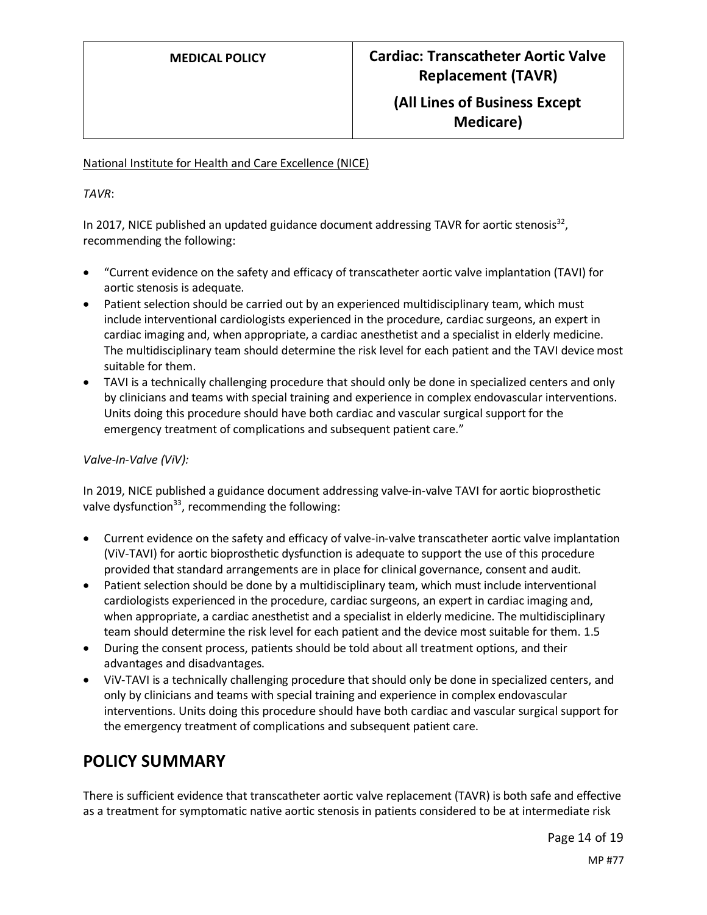National Institute for Health and Care Excellence (NICE)

*TAVR*:

In 2017, NICE published an updated guidance document addressing TAVR for aortic stenosis[32], recommending the following:

- "Current evidence on the safety and efficacy of transcatheter aortic valve implantation (TAVI) for aortic stenosis is adequate.
- Patient selection should be carried out by an experienced multidisciplinary team, which must include interventional cardiologists experienced in the procedure, cardiac surgeons, an expert in cardiac imaging and, when appropriate, a cardiac anesthetist and a specialist in elderly medicine. The multidisciplinary team should determine the risk level for each patient and the TAVI device most suitable for them.
- TAVI is a technically challenging procedure that should only be done in specialized centers and only by clinicians and teams with special training and experience in complex endovascular interventions. Units doing this procedure should have both cardiac and vascular surgical support for the emergency treatment of complications and subsequent patient care."

*Valve-In-Valve (ViV):*

In 2019, NICE published a guidance document addressing valve-in-valve TAVI for aortic bioprosthetic valve dysfunction[33], recommending the following:

- Current evidence on the safety and efficacy of valve-in-valve transcatheter aortic valve implantation (ViV-TAVI) for aortic bioprosthetic dysfunction is adequate to support the use of this procedure provided that standard arrangements are in place for clinical governance, consent and audit.
- Patient selection should be done by a multidisciplinary team, which must include interventional cardiologists experienced in the procedure, cardiac surgeons, an expert in cardiac imaging and, when appropriate, a cardiac anesthetist and a specialist in elderly medicine. The multidisciplinary team should determine the risk level for each patient and the device most suitable for them. 1.5
- During the consent process, patients should be told about all treatment options, and their advantages and disadvantages.
- ViV-TAVI is a technically challenging procedure that should only be done in specialized centers, and only by clinicians and teams with special training and experience in complex endovascular interventions. Units doing this procedure should have both cardiac and vascular surgical support for the emergency treatment of complications and subsequent patient care.

## POLICY SUMMARY

There is sufficient evidence that transcatheter aortic valve replacement (TAVR) is both safe and effective as a treatment for symptomatic native aortic stenosis in patients considered to be at intermediate risk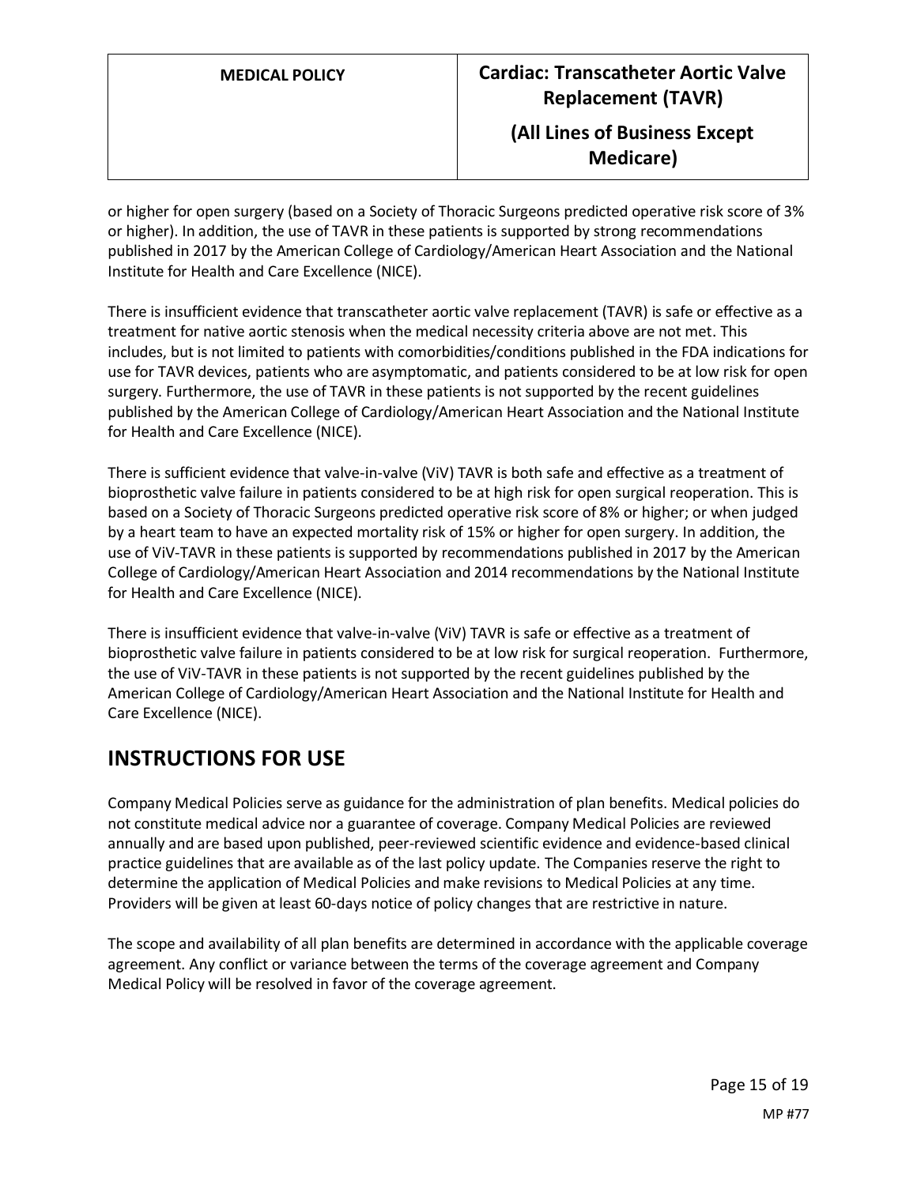or higher for open surgery (based on a Society of Thoracic Surgeons predicted operative risk score of 3% or higher). In addition, the use of TAVR in these patients is supported by strong recommendations published in 2017 by the American College of Cardiology/American Heart Association and the National Institute for Health and Care Excellence (NICE).

There is insufficient evidence that transcatheter aortic valve replacement (TAVR) is safe or effective as a treatment for native aortic stenosis when the medical necessity criteria above are not met. This includes, but is not limited to patients with comorbidities/conditions published in the FDA indications for use for TAVR devices, patients who are asymptomatic, and patients considered to be at low risk for open surgery. Furthermore, the use of TAVR in these patients is not supported by the recent guidelines published by the American College of Cardiology/American Heart Association and the National Institute for Health and Care Excellence (NICE).

There is sufficient evidence that valve-in-valve (ViV) TAVR is both safe and effective as a treatment of bioprosthetic valve failure in patients considered to be at high risk for open surgical reoperation. This is based on a Society of Thoracic Surgeons predicted operative risk score of 8% or higher; or when judged by a heart team to have an expected mortality risk of 15% or higher for open surgery. In addition, the use of ViV-TAVR in these patients is supported by recommendations published in 2017 by the American College of Cardiology/American Heart Association and 2014 recommendations by the National Institute for Health and Care Excellence (NICE).

There is insufficient evidence that valve-in-valve (ViV) TAVR is safe or effective as a treatment of bioprosthetic valve failure in patients considered to be at low risk for surgical reoperation. Furthermore, the use of ViV-TAVR in these patients is not supported by the recent guidelines published by the American College of Cardiology/American Heart Association and the National Institute for Health and Care Excellence (NICE).

# INSTRUCTIONS FOR USE

Company Medical Policies serve as guidance for the administration of plan benefits. Medical policies do not constitute medical advice nor a guarantee of coverage. Company Medical Policies are reviewed annually and are based upon published, peer-reviewed scientific evidence and evidence-based clinical practice guidelines that are available as of the last policy update. The Companies reserve the right to determine the application of Medical Policies and make revisions to Medical Policies at any time. Providers will be given at least 60-days notice of policy changes that are restrictive in nature.

The scope and availability of all plan benefits are determined in accordance with the applicable coverage agreement. Any conflict or variance between the terms of the coverage agreement and Company Medical Policy will be resolved in favor of the coverage agreement.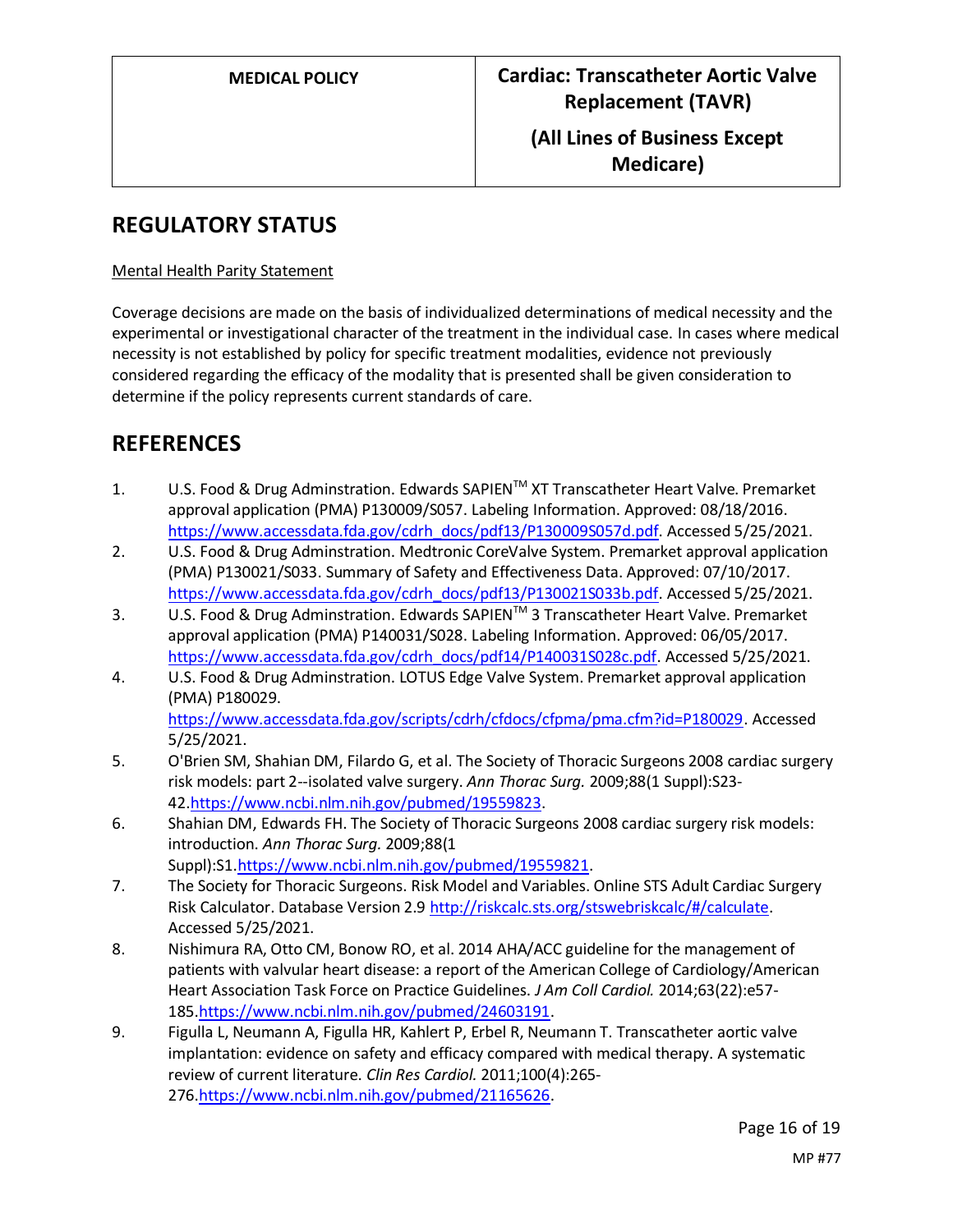## REGULATORY STATUS

Mental Health Parity Statement

Coverage decisions are made on the basis of individualized determinations of medical necessity and the experimental or investigational character of the treatment in the individual case. In cases where medical necessity is not established by policy for specific treatment modalities, evidence not previously considered regarding the efficacy of the modality that is presented shall be given consideration to determine if the policy represents current standards of care.

## REFERENCES

1. U.S. Food & Drug Adminstration. Edwards SAPIEN™ XT Transcatheter Heart Valve. Premarket approval application (PMA) P130009/S057. Labeling Information. Approved: 08/18/2016. https://www.accessdata.fda.gov/cdrh_docs/pdf13/P130009S057d.pdf. Accessed 5/25/2021.
2. U.S. Food & Drug Adminstration. Medtronic CoreValve System. Premarket approval application (PMA) P130021/S033. Summary of Safety and Effectiveness Data. Approved: 07/10/2017. https://www.accessdata.fda.gov/cdrh_docs/pdf13/P130021S033b.pdf. Accessed 5/25/2021.
3. U.S. Food & Drug Adminstration. Edwards SAPIEN™ 3 Transcatheter Heart Valve. Premarket approval application (PMA) P140031/S028. Labeling Information. Approved: 06/05/2017. https://www.accessdata.fda.gov/cdrh_docs/pdf14/P140031S028c.pdf. Accessed 5/25/2021.
4. U.S. Food & Drug Adminstration. LOTUS Edge Valve System. Premarket approval application (PMA) P180029. https://www.accessdata.fda.gov/scripts/cdrh/cfdocs/cfpma/pma.cfm?id=P180029. Accessed 5/25/2021.
5. O'Brien SM, Shahian DM, Filardo G, et al. The Society of Thoracic Surgeons 2008 cardiac surgery risk models: part 2--isolated valve surgery. *Ann Thorac Surg.* 2009;88(1 Suppl):S23-42.https://www.ncbi.nlm.nih.gov/pubmed/19559823.
6. Shahian DM, Edwards FH. The Society of Thoracic Surgeons 2008 cardiac surgery risk models: introduction. *Ann Thorac Surg.* 2009;88(1 Suppl):S1.https://www.ncbi.nlm.nih.gov/pubmed/19559821.
7. The Society for Thoracic Surgeons. Risk Model and Variables. Online STS Adult Cardiac Surgery Risk Calculator. Database Version 2.9 http://riskcalc.sts.org/stswebriskcalc/#/calculate. Accessed 5/25/2021.
8. Nishimura RA, Otto CM, Bonow RO, et al. 2014 AHA/ACC guideline for the management of patients with valvular heart disease: a report of the American College of Cardiology/American Heart Association Task Force on Practice Guidelines. *J Am Coll Cardiol.* 2014;63(22):e57-185.https://www.ncbi.nlm.nih.gov/pubmed/24603191.
9. Figulla L, Neumann A, Figulla HR, Kahlert P, Erbel R, Neumann T. Transcatheter aortic valve implantation: evidence on safety and efficacy compared with medical therapy. A systematic review of current literature. *Clin Res Cardiol.* 2011;100(4):265-276.https://www.ncbi.nlm.nih.gov/pubmed/21165626.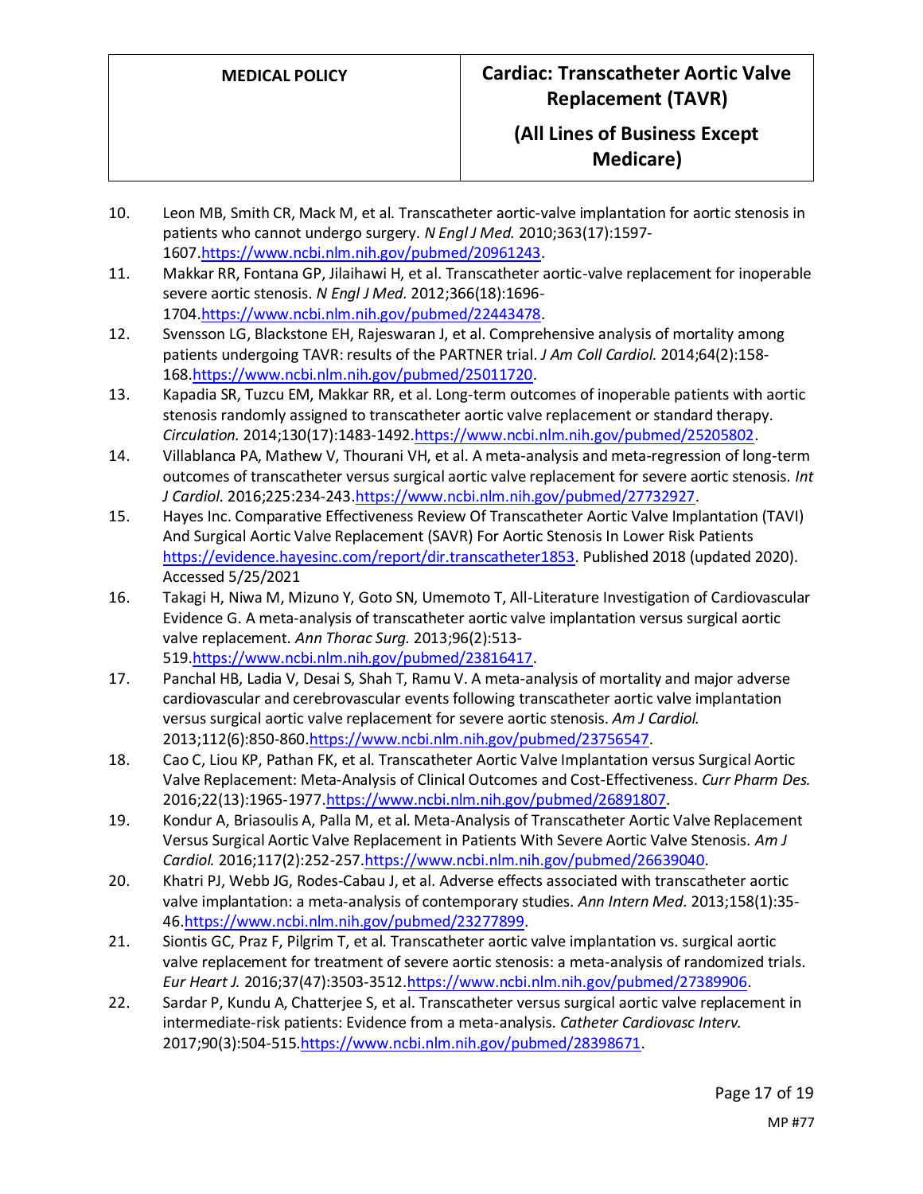10. Leon MB, Smith CR, Mack M, et al. Transcatheter aortic-valve implantation for aortic stenosis in patients who cannot undergo surgery. *N Engl J Med.* 2010;363(17):1597-1607.https://www.ncbi.nlm.nih.gov/pubmed/20961243.
11. Makkar RR, Fontana GP, Jilaihawi H, et al. Transcatheter aortic-valve replacement for inoperable severe aortic stenosis. *N Engl J Med.* 2012;366(18):1696-1704.https://www.ncbi.nlm.nih.gov/pubmed/22443478.
12. Svensson LG, Blackstone EH, Rajeswaran J, et al. Comprehensive analysis of mortality among patients undergoing TAVR: results of the PARTNER trial. *J Am Coll Cardiol.* 2014;64(2):158-168.https://www.ncbi.nlm.nih.gov/pubmed/25011720.
13. Kapadia SR, Tuzcu EM, Makkar RR, et al. Long-term outcomes of inoperable patients with aortic stenosis randomly assigned to transcatheter aortic valve replacement or standard therapy. *Circulation.* 2014;130(17):1483-1492.https://www.ncbi.nlm.nih.gov/pubmed/25205802.
14. Villablanca PA, Mathew V, Thourani VH, et al. A meta-analysis and meta-regression of long-term outcomes of transcatheter versus surgical aortic valve replacement for severe aortic stenosis. *Int J Cardiol.* 2016;225:234-243.https://www.ncbi.nlm.nih.gov/pubmed/27732927.
15. Hayes Inc. Comparative Effectiveness Review Of Transcatheter Aortic Valve Implantation (TAVI) And Surgical Aortic Valve Replacement (SAVR) For Aortic Stenosis In Lower Risk Patients https://evidence.hayesinc.com/report/dir.transcatheter1853. Published 2018 (updated 2020). Accessed 5/25/2021
16. Takagi H, Niwa M, Mizuno Y, Goto SN, Umemoto T, All-Literature Investigation of Cardiovascular Evidence G. A meta-analysis of transcatheter aortic valve implantation versus surgical aortic valve replacement. *Ann Thorac Surg.* 2013;96(2):513-519.https://www.ncbi.nlm.nih.gov/pubmed/23816417.
17. Panchal HB, Ladia V, Desai S, Shah T, Ramu V. A meta-analysis of mortality and major adverse cardiovascular and cerebrovascular events following transcatheter aortic valve implantation versus surgical aortic valve replacement for severe aortic stenosis. *Am J Cardiol.* 2013;112(6):850-860.https://www.ncbi.nlm.nih.gov/pubmed/23756547.
18. Cao C, Liou KP, Pathan FK, et al. Transcatheter Aortic Valve Implantation versus Surgical Aortic Valve Replacement: Meta-Analysis of Clinical Outcomes and Cost-Effectiveness. *Curr Pharm Des.* 2016;22(13):1965-1977.https://www.ncbi.nlm.nih.gov/pubmed/26891807.
19. Kondur A, Briasoulis A, Palla M, et al. Meta-Analysis of Transcatheter Aortic Valve Replacement Versus Surgical Aortic Valve Replacement in Patients With Severe Aortic Valve Stenosis. *Am J Cardiol.* 2016;117(2):252-257.https://www.ncbi.nlm.nih.gov/pubmed/26639040.
20. Khatri PJ, Webb JG, Rodes-Cabau J, et al. Adverse effects associated with transcatheter aortic valve implantation: a meta-analysis of contemporary studies. *Ann Intern Med.* 2013;158(1):35-46.https://www.ncbi.nlm.nih.gov/pubmed/23277899.
21. Siontis GC, Praz F, Pilgrim T, et al. Transcatheter aortic valve implantation vs. surgical aortic valve replacement for treatment of severe aortic stenosis: a meta-analysis of randomized trials. *Eur Heart J.* 2016;37(47):3503-3512.https://www.ncbi.nlm.nih.gov/pubmed/27389906.
22. Sardar P, Kundu A, Chatterjee S, et al. Transcatheter versus surgical aortic valve replacement in intermediate-risk patients: Evidence from a meta-analysis. *Catheter Cardiovasc Interv.* 2017;90(3):504-515.https://www.ncbi.nlm.nih.gov/pubmed/28398671.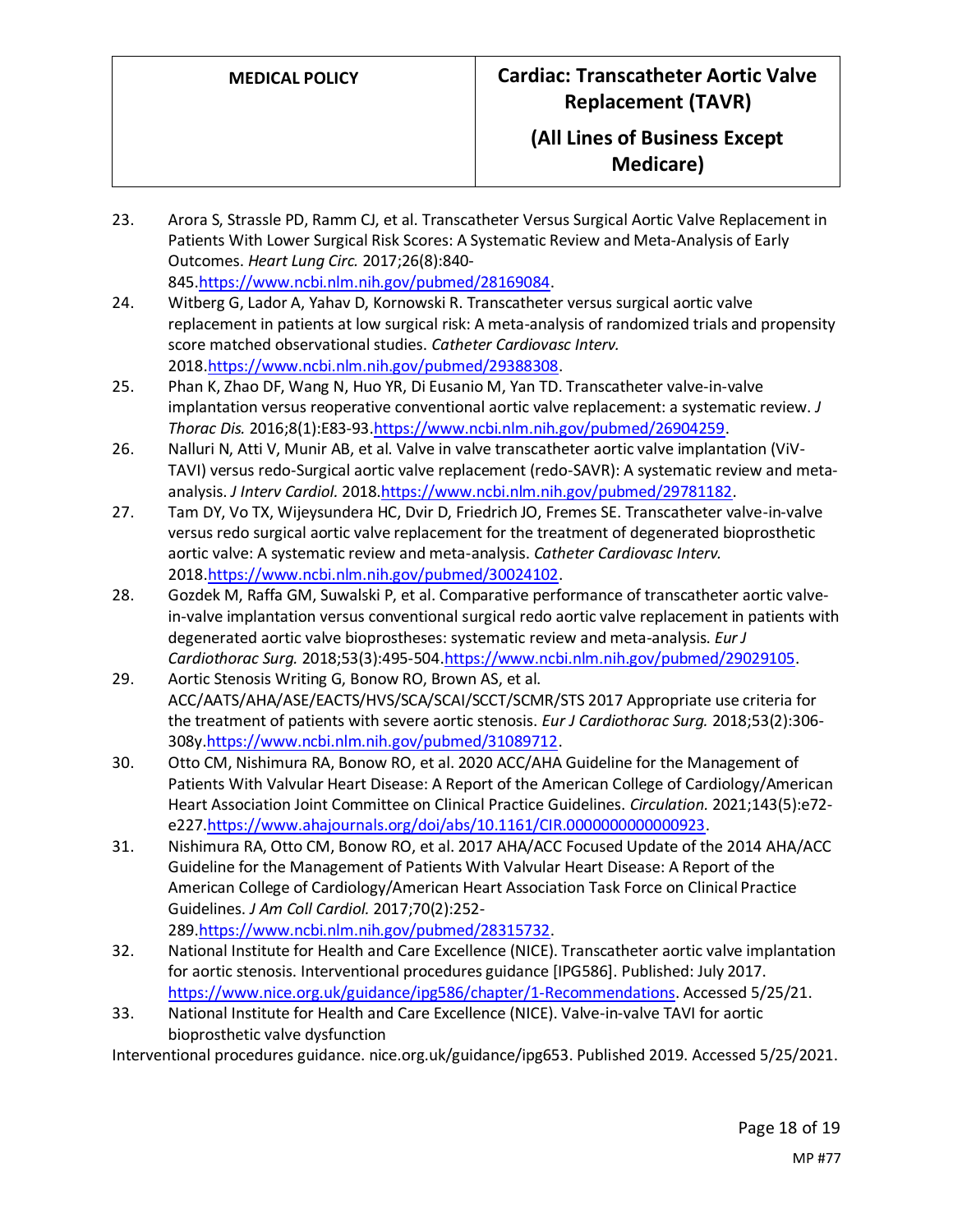23. Arora S, Strassle PD, Ramm CJ, et al. Transcatheter Versus Surgical Aortic Valve Replacement in Patients With Lower Surgical Risk Scores: A Systematic Review and Meta-Analysis of Early Outcomes. *Heart Lung Circ.* 2017;26(8):840-845.https://www.ncbi.nlm.nih.gov/pubmed/28169084.
24. Witberg G, Lador A, Yahav D, Kornowski R. Transcatheter versus surgical aortic valve replacement in patients at low surgical risk: A meta-analysis of randomized trials and propensity score matched observational studies. *Catheter Cardiovasc Interv.* 2018.https://www.ncbi.nlm.nih.gov/pubmed/29388308.
25. Phan K, Zhao DF, Wang N, Huo YR, Di Eusanio M, Yan TD. Transcatheter valve-in-valve implantation versus reoperative conventional aortic valve replacement: a systematic review. *J Thorac Dis.* 2016;8(1):E83-93.https://www.ncbi.nlm.nih.gov/pubmed/26904259.
26. Nalluri N, Atti V, Munir AB, et al. Valve in valve transcatheter aortic valve implantation (ViV-TAVI) versus redo-Surgical aortic valve replacement (redo-SAVR): A systematic review and meta-analysis. *J Interv Cardiol.* 2018.https://www.ncbi.nlm.nih.gov/pubmed/29781182.
27. Tam DY, Vo TX, Wijeysundera HC, Dvir D, Friedrich JO, Fremes SE. Transcatheter valve-in-valve versus redo surgical aortic valve replacement for the treatment of degenerated bioprosthetic aortic valve: A systematic review and meta-analysis. *Catheter Cardiovasc Interv.* 2018.https://www.ncbi.nlm.nih.gov/pubmed/30024102.
28. Gozdek M, Raffa GM, Suwalski P, et al. Comparative performance of transcatheter aortic valve-in-valve implantation versus conventional surgical redo aortic valve replacement in patients with degenerated aortic valve bioprostheses: systematic review and meta-analysis. *Eur J Cardiothorac Surg.* 2018;53(3):495-504.https://www.ncbi.nlm.nih.gov/pubmed/29029105.
29. Aortic Stenosis Writing G, Bonow RO, Brown AS, et al. ACC/AATS/AHA/ASE/EACTS/HVS/SCA/SCAI/SCCT/SCMR/STS 2017 Appropriate use criteria for the treatment of patients with severe aortic stenosis. *Eur J Cardiothorac Surg.* 2018;53(2):306-308y.https://www.ncbi.nlm.nih.gov/pubmed/31089712.
30. Otto CM, Nishimura RA, Bonow RO, et al. 2020 ACC/AHA Guideline for the Management of Patients With Valvular Heart Disease: A Report of the American College of Cardiology/American Heart Association Joint Committee on Clinical Practice Guidelines. *Circulation.* 2021;143(5):e72-e227.https://www.ahajournals.org/doi/abs/10.1161/CIR.0000000000000923.
31. Nishimura RA, Otto CM, Bonow RO, et al. 2017 AHA/ACC Focused Update of the 2014 AHA/ACC Guideline for the Management of Patients With Valvular Heart Disease: A Report of the American College of Cardiology/American Heart Association Task Force on Clinical Practice Guidelines. *J Am Coll Cardiol.* 2017;70(2):252-289.https://www.ncbi.nlm.nih.gov/pubmed/28315732.
32. National Institute for Health and Care Excellence (NICE). Transcatheter aortic valve implantation for aortic stenosis. Interventional procedures guidance [IPG586]. Published: July 2017. https://www.nice.org.uk/guidance/ipg586/chapter/1-Recommendations. Accessed 5/25/21.
33. National Institute for Health and Care Excellence (NICE). Valve-in-valve TAVI for aortic bioprosthetic valve dysfunction

Interventional procedures guidance. nice.org.uk/guidance/ipg653. Published 2019. Accessed 5/25/2021.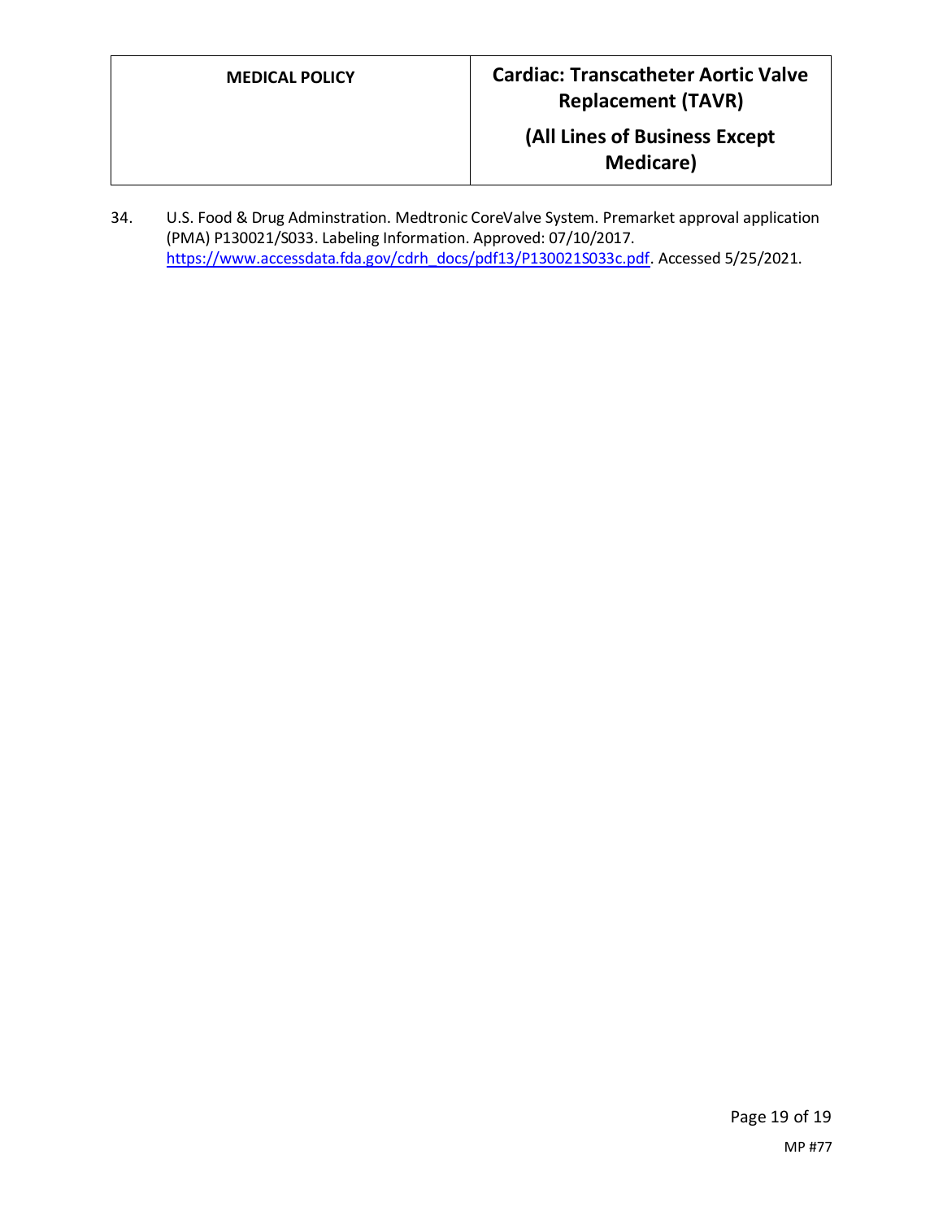34. U.S. Food & Drug Adminstration. Medtronic CoreValve System. Premarket approval application (PMA) P130021/S033. Labeling Information. Approved: 07/10/2017. https://www.accessdata.fda.gov/cdrh_docs/pdf13/P130021S033c.pdf. Accessed 5/25/2021.